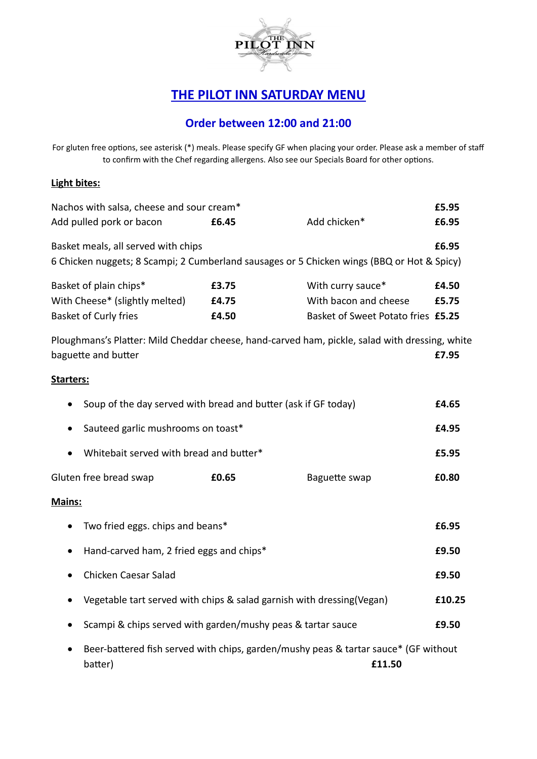# THE PILOT INN SATURDAY MENU

## Order between 12:00 and 21:00

For gluten free options, see asterisk (*) meals. Please specify GF when placing your order. Please ask a member of staff to confirm with the Chef regarding allergens. Also see our Specials Board for other options.

### Light bites:

Nachos with salsa, cheese and sour cream* **£5.95**

Add pulled pork or bacon **£6.45** | Add chicken* **£6.95**

Basket meals, all served with chips **£6.95**

6 Chicken nuggets; 8 Scampi; 2 Cumberland sausages or 5 Chicken wings (BBQ or Hot & Spicy)

| | | | |
|---|---|---|---|
| Basket of plain chips* | **£3.75** | With curry sauce* | **£4.50** |
| With Cheese* (slightly melted) | **£4.75** | With bacon and cheese | **£5.75** |
| Basket of Curly fries | **£4.50** | Basket of Sweet Potato fries | **£5.25** |

Ploughmans's Platter: Mild Cheddar cheese, hand-carved ham, pickle, salad with dressing, white baguette and butter **£7.95**

### Starters:

- Soup of the day served with bread and butter (ask if GF today) **£4.65**
- Sauteed garlic mushrooms on toast* **£4.95**
- Whitebait served with bread and butter* **£5.95**

Gluten free bread swap **£0.65** | Baguette swap **£0.80**

### Mains:

- Two fried eggs. chips and beans* **£6.95**
- Hand-carved ham, 2 fried eggs and chips* **£9.50**
- Chicken Caesar Salad **£9.50**
- Vegetable tart served with chips & salad garnish with dressing(Vegan) **£10.25**
- Scampi & chips served with garden/mushy peas & tartar sauce **£9.50**
- Beer-battered fish served with chips, garden/mushy peas & tartar sauce* (GF without batter) **£11.50**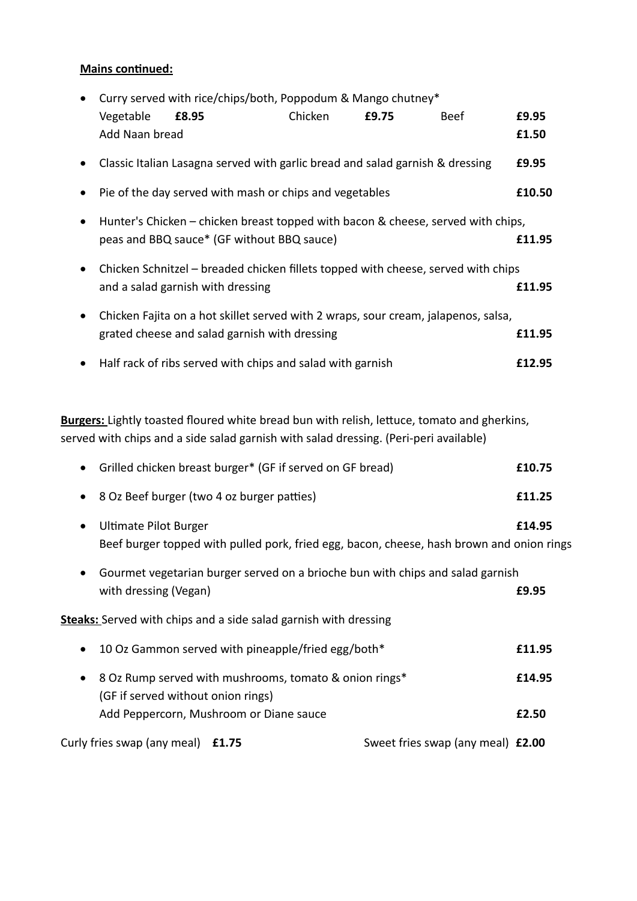**Mains continued:**

- Curry served with rice/chips/both, Poppodum & Mango chutney*

  Vegetable **£8.95** Chicken **£9.75** Beef **£9.95**

  Add Naan bread **£1.50**

- Classic Italian Lasagna served with garlic bread and salad garnish & dressing **£9.95**

- Pie of the day served with mash or chips and vegetables **£10.50**

- Hunter's Chicken – chicken breast topped with bacon & cheese, served with chips, peas and BBQ sauce* (GF without BBQ sauce) **£11.95**

- Chicken Schnitzel – breaded chicken fillets topped with cheese, served with chips and a salad garnish with dressing **£11.95**

- Chicken Fajita on a hot skillet served with 2 wraps, sour cream, jalapenos, salsa, grated cheese and salad garnish with dressing **£11.95**

- Half rack of ribs served with chips and salad with garnish **£12.95**

**Burgers:** Lightly toasted floured white bread bun with relish, lettuce, tomato and gherkins, served with chips and a side salad garnish with salad dressing. (Peri-peri available)

- Grilled chicken breast burger* (GF if served on GF bread) **£10.75**

- 8 Oz Beef burger (two 4 oz burger patties) **£11.25**

- Ultimate Pilot Burger **£14.95**

  Beef burger topped with pulled pork, fried egg, bacon, cheese, hash brown and onion rings

- Gourmet vegetarian burger served on a brioche bun with chips and salad garnish with dressing (Vegan) **£9.95**

**Steaks:** Served with chips and a side salad garnish with dressing

- 10 Oz Gammon served with pineapple/fried egg/both* **£11.95**

- 8 Oz Rump served with mushrooms, tomato & onion rings* **£14.95**

  (GF if served without onion rings)

  Add Peppercorn, Mushroom or Diane sauce **£2.50**

Curly fries swap (any meal) **£1.75** Sweet fries swap (any meal) **£2.00**